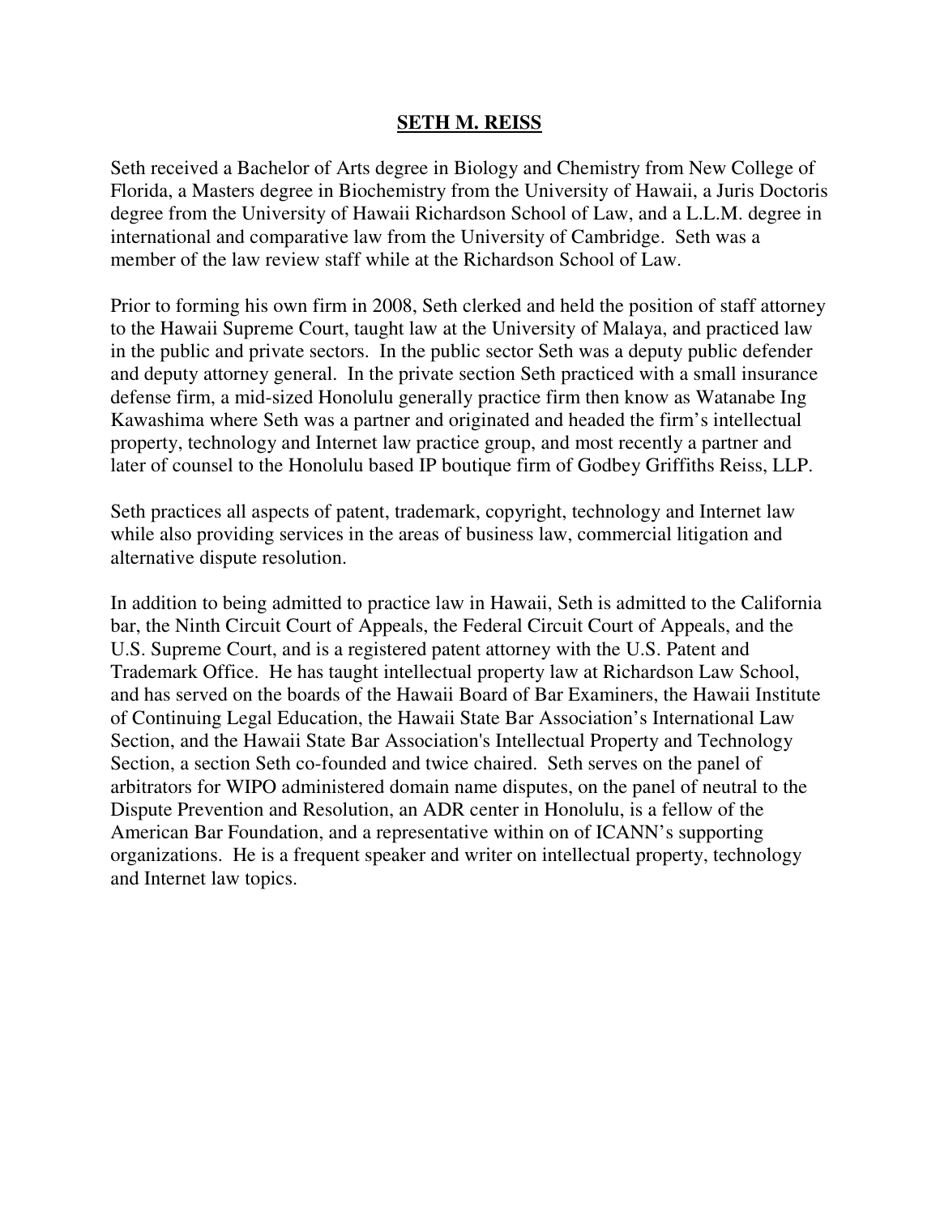# SETH M. REISS

Seth received a Bachelor of Arts degree in Biology and Chemistry from New College of Florida, a Masters degree in Biochemistry from the University of Hawaii, a Juris Doctoris degree from the University of Hawaii Richardson School of Law, and a L.L.M. degree in international and comparative law from the University of Cambridge. Seth was a member of the law review staff while at the Richardson School of Law.

Prior to forming his own firm in 2008, Seth clerked and held the position of staff attorney to the Hawaii Supreme Court, taught law at the University of Malaya, and practiced law in the public and private sectors. In the public sector Seth was a deputy public defender and deputy attorney general. In the private section Seth practiced with a small insurance defense firm, a mid-sized Honolulu generally practice firm then know as Watanabe Ing Kawashima where Seth was a partner and originated and headed the firm's intellectual property, technology and Internet law practice group, and most recently a partner and later of counsel to the Honolulu based IP boutique firm of Godbey Griffiths Reiss, LLP.

Seth practices all aspects of patent, trademark, copyright, technology and Internet law while also providing services in the areas of business law, commercial litigation and alternative dispute resolution.

In addition to being admitted to practice law in Hawaii, Seth is admitted to the California bar, the Ninth Circuit Court of Appeals, the Federal Circuit Court of Appeals, and the U.S. Supreme Court, and is a registered patent attorney with the U.S. Patent and Trademark Office. He has taught intellectual property law at Richardson Law School, and has served on the boards of the Hawaii Board of Bar Examiners, the Hawaii Institute of Continuing Legal Education, the Hawaii State Bar Association's International Law Section, and the Hawaii State Bar Association's Intellectual Property and Technology Section, a section Seth co-founded and twice chaired. Seth serves on the panel of arbitrators for WIPO administered domain name disputes, on the panel of neutral to the Dispute Prevention and Resolution, an ADR center in Honolulu, is a fellow of the American Bar Foundation, and a representative within on of ICANN's supporting organizations. He is a frequent speaker and writer on intellectual property, technology and Internet law topics.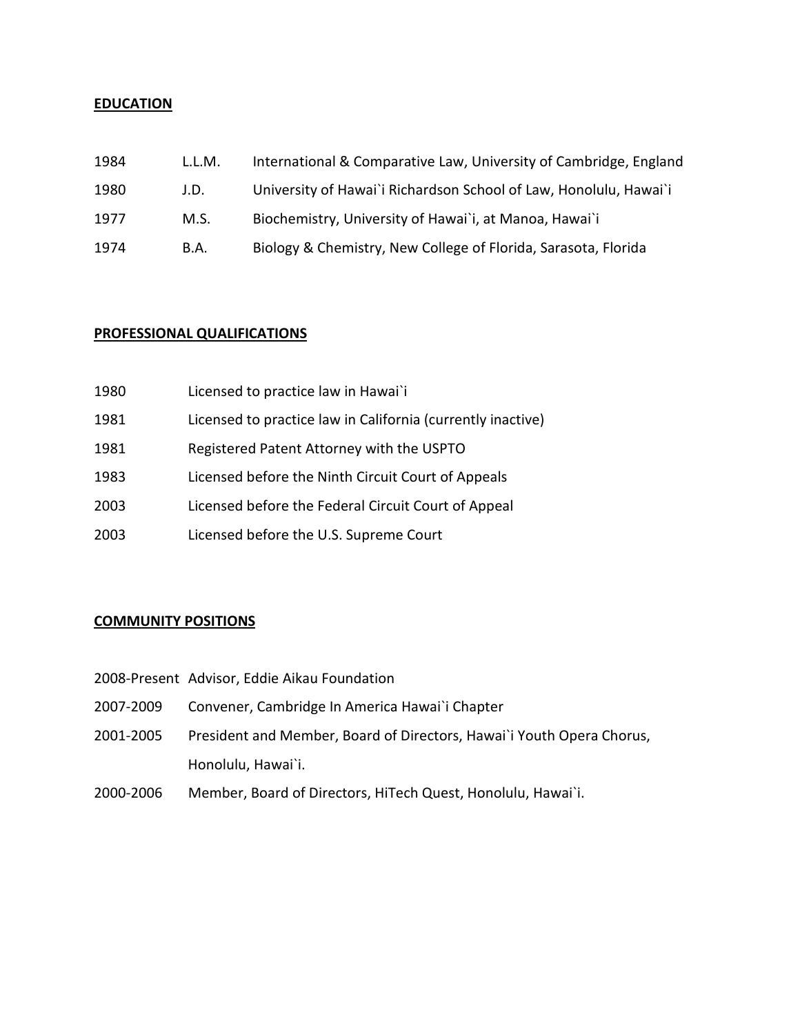## EDUCATION

| | | |
|---|---|---|
| 1984 | L.L.M. | International & Comparative Law, University of Cambridge, England |
| 1980 | J.D. | University of Hawai`i Richardson School of Law, Honolulu, Hawai`i |
| 1977 | M.S. | Biochemistry, University of Hawai`i, at Manoa, Hawai`i |
| 1974 | B.A. | Biology & Chemistry, New College of Florida, Sarasota, Florida |

## PROFESSIONAL QUALIFICATIONS

| | |
|---|---|
| 1980 | Licensed to practice law in Hawai`i |
| 1981 | Licensed to practice law in California (currently inactive) |
| 1981 | Registered Patent Attorney with the USPTO |
| 1983 | Licensed before the Ninth Circuit Court of Appeals |
| 2003 | Licensed before the Federal Circuit Court of Appeal |
| 2003 | Licensed before the U.S. Supreme Court |

## COMMUNITY POSITIONS

| | |
|---|---|
| 2008-Present | Advisor, Eddie Aikau Foundation |
| 2007-2009 | Convener, Cambridge In America Hawai`i Chapter |
| 2001-2005 | President and Member, Board of Directors, Hawai`i Youth Opera Chorus, Honolulu, Hawai`i. |
| 2000-2006 | Member, Board of Directors, HiTech Quest, Honolulu, Hawai`i. |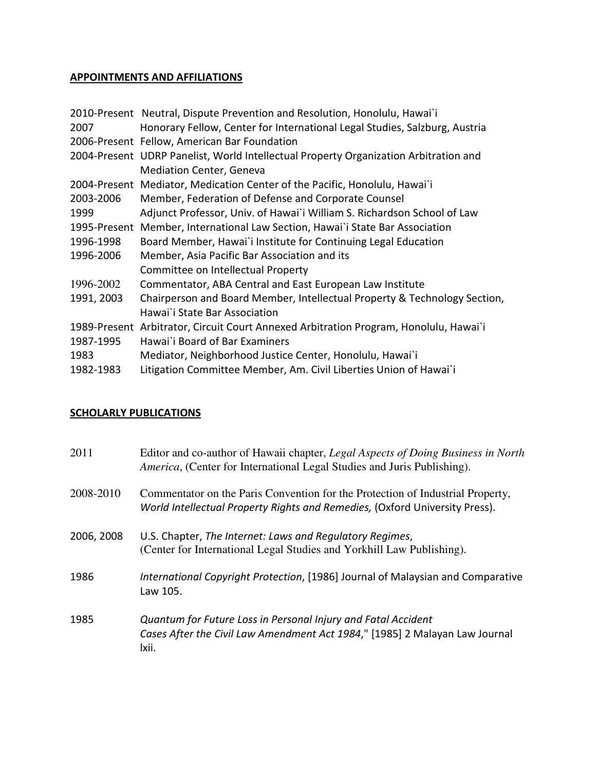## APPOINTMENTS AND AFFILIATIONS

| | |
|---|---|
| 2010-Present | Neutral, Dispute Prevention and Resolution, Honolulu, Hawai`i |
| 2007 | Honorary Fellow, Center for International Legal Studies, Salzburg, Austria |
| 2006-Present | Fellow, American Bar Foundation |
| 2004-Present | UDRP Panelist, World Intellectual Property Organization Arbitration and Mediation Center, Geneva |
| 2004-Present | Mediator, Medication Center of the Pacific, Honolulu, Hawai`i |
| 2003-2006 | Member, Federation of Defense and Corporate Counsel |
| 1999 | Adjunct Professor, Univ. of Hawai`i William S. Richardson School of Law |
| 1995-Present | Member, International Law Section, Hawai`i State Bar Association |
| 1996-1998 | Board Member, Hawai`i Institute for Continuing Legal Education |
| 1996-2006 | Member, Asia Pacific Bar Association and its Committee on Intellectual Property |
| 1996-2002 | Commentator, ABA Central and East European Law Institute |
| 1991, 2003 | Chairperson and Board Member, Intellectual Property & Technology Section, Hawai`i State Bar Association |
| 1989-Present | Arbitrator, Circuit Court Annexed Arbitration Program, Honolulu, Hawai`i |
| 1987-1995 | Hawai`i Board of Bar Examiners |
| 1983 | Mediator, Neighborhood Justice Center, Honolulu, Hawai`i |
| 1982-1983 | Litigation Committee Member, Am. Civil Liberties Union of Hawai`i |

## SCHOLARLY PUBLICATIONS

| | |
|---|---|
| 2011 | Editor and co-author of Hawaii chapter, *Legal Aspects of Doing Business in North America*, (Center for International Legal Studies and Juris Publishing). |
| 2008-2010 | Commentator on the Paris Convention for the Protection of Industrial Property, *World Intellectual Property Rights and Remedies,* (Oxford University Press). |
| 2006, 2008 | U.S. Chapter, *The Internet: Laws and Regulatory Regimes*, (Center for International Legal Studies and Yorkhill Law Publishing). |
| 1986 | *International Copyright Protection*, [1986] Journal of Malaysian and Comparative Law 105. |
| 1985 | *Quantum for Future Loss in Personal Injury and Fatal Accident Cases After the Civil Law Amendment Act 1984*," [1985] 2 Malayan Law Journal lxii. |